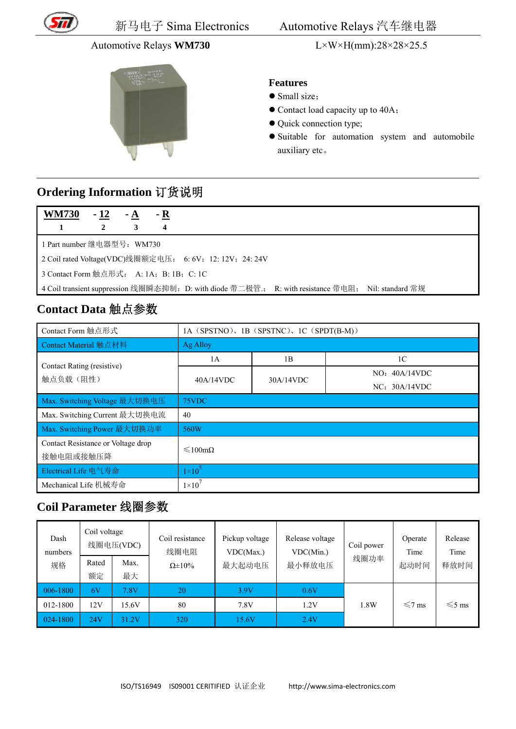# 新马电子 Sima Electronics　Automotive Relays 汽车继电器

Automotive Relays **WM730**　　L×W×H(mm):28×28×25.5

**Features**

- Small size；
- Contact load capacity up to 40A；
- Quick connection type;
- Suitable for automation system and automobile auxiliary etc。

## Ordering Information 订货说明

| **WM730** | **- 12** | **- A** | **- R** |
|---|---|---|---|
| 1 | 2 | 3 | 4 |

1 Part number 继电器型号：WM730

2 Coil rated Voltage(VDC)线圈额定电压：6: 6V；12: 12V；24: 24V

3 Contact Form 触点形式：A: 1A；B: 1B；C: 1C

4 Coil transient suppression 线圈瞬态抑制：D: with diode 带二极管.；R: with resistance 带电阻；Nil: standard 常规

## Contact Data 触点参数

| Contact Form 触点形式 | 1A（SPSTNO）、1B（SPSTNC）、1C（SPDT(B-M)） | | |
|---|---|---|---|
| Contact Material 触点材料 | Ag Alloy | | |
| Contact Rating (resistive) 触点负载（阻性） | 1A | 1B | 1C |
| | 40A/14VDC | 30A/14VDC | NO：40A/14VDC NC：30A/14VDC |
| Max. Switching Voltage 最大切换电压 | 75VDC | | |
| Max. Switching Current 最大切换电流 | 40 | | |
| Max. Switching Power 最大切换功率 | 560W | | |
| Contact Resistance or Voltage drop 接触电阻或接触压降 | ≤100mΩ | | |
| Electrical Life 电气寿命 | $1\times10^5$ | | |
| Mechanical Life 机械寿命 | $1\times10^7$ | | |

## Coil Parameter 线圈参数

| Dash numbers 规格 | Coil voltage 线圈电压(VDC) | | Coil resistance 线圈电阻 Ω±10% | Pickup voltage VDC(Max.) 最大起动电压 | Release voltage VDC(Min.) 最小释放电压 | Coil power 线圈功率 | Operate Time 起动时间 | Release Time 释放时间 |
|---|---|---|---|---|---|---|---|---|
| | Rated 额定 | Max. 最大 | | | | | | |
| 006-1800 | 6V | 7.8V | 20 | 3.9V | 0.6V | 1.8W | ≤7 ms | ≤5 ms |
| 012-1800 | 12V | 15.6V | 80 | 7.8V | 1.2V | | | |
| 024-1800 | 24V | 31.2V | 320 | 15.6V | 2.4V | | | |

ISO/TS16949　IS09001 CERITIFIED 认证企业　　http://www.sima-electronics.com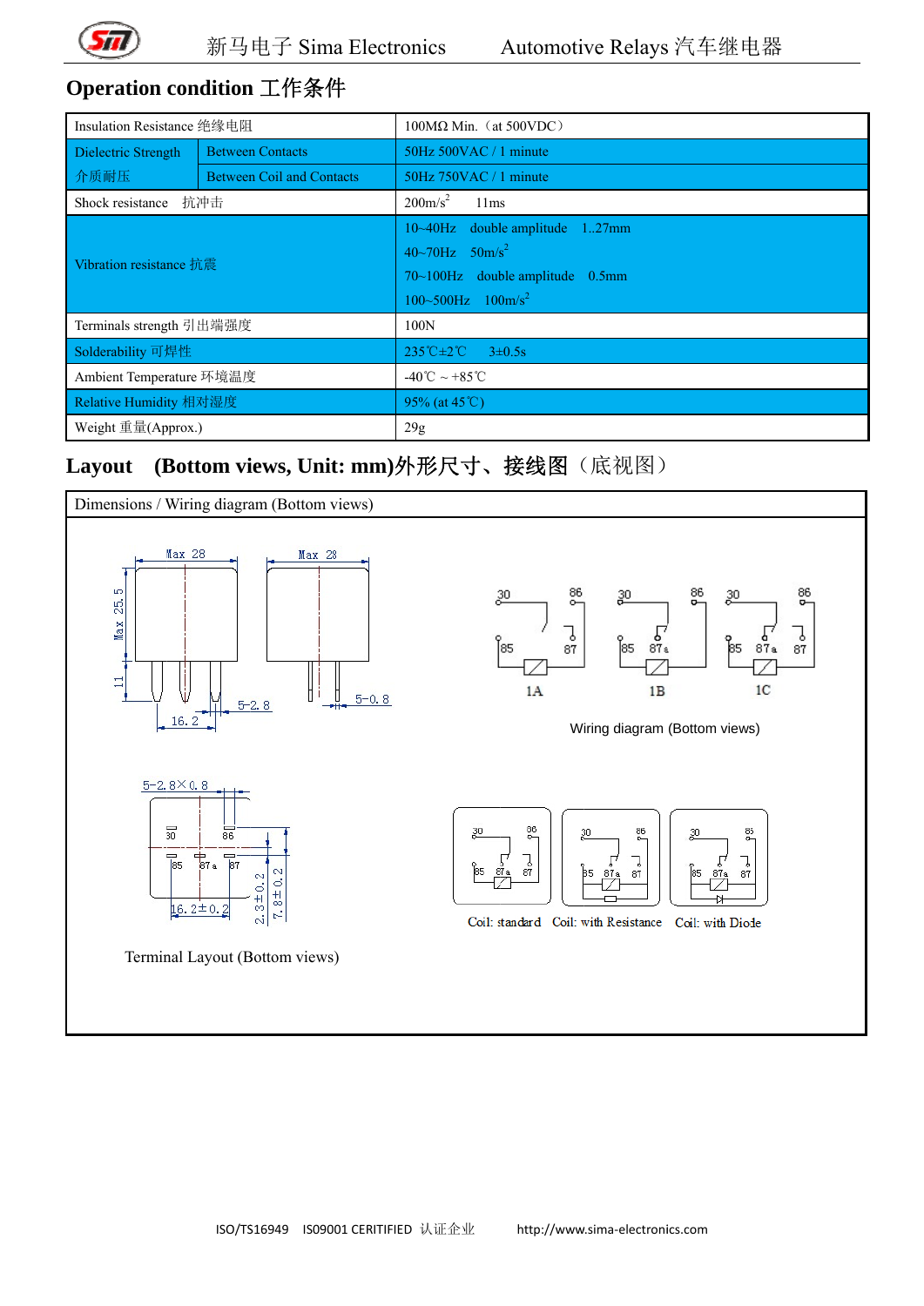## Operation condition 工作条件

| | | |
|---|---|---|
| Insulation Resistance 绝缘电阻 | | 100MΩ Min.（at 500VDC） |
| Dielectric Strength 介质耐压 | Between Contacts | 50Hz 500VAC / 1 minute |
| | Between Coil and Contacts | 50Hz 750VAC / 1 minute |
| Shock resistance 抗冲击 | | 200m/s$^2$ 11ms |
| Vibration resistance 抗震 | | 10~40Hz double amplitude 1..27mm<br>40~70Hz 50m/s$^2$<br>70~100Hz double amplitude 0.5mm<br>100~500Hz 100m/s$^2$ |
| Terminals strength 引出端强度 | | 100N |
| Solderability 可焊性 | | 235℃±2℃ 3±0.5s |
| Ambient Temperature 环境温度 | | -40℃ ~ +85℃ |
| Relative Humidity 相对湿度 | | 95% (at 45℃) |
| Weight 重量(Approx.) | | 29g |

## Layout (Bottom views, Unit: mm)外形尺寸、接线图（底视图）

Dimensions / Wiring diagram (Bottom views)

Max 28
Max 28
Max 25.5
11
16.2
5-2.8
5-0.8

30 86 85 87
1A

30 86 85 87a
1B

30 86 85 87a 87
1C

Wiring diagram (Bottom views)

5-2.8×0.8
30 86
85 87a 87
16.2±0.2
2.3±0.2
7.8±0.2

Terminal Layout (Bottom views)

Coil: standard Coil: with Resistance Coil: with Diode

ISO/TS16949 IS09001 CERITIFIED 认证企业 http://www.sima-electronics.com